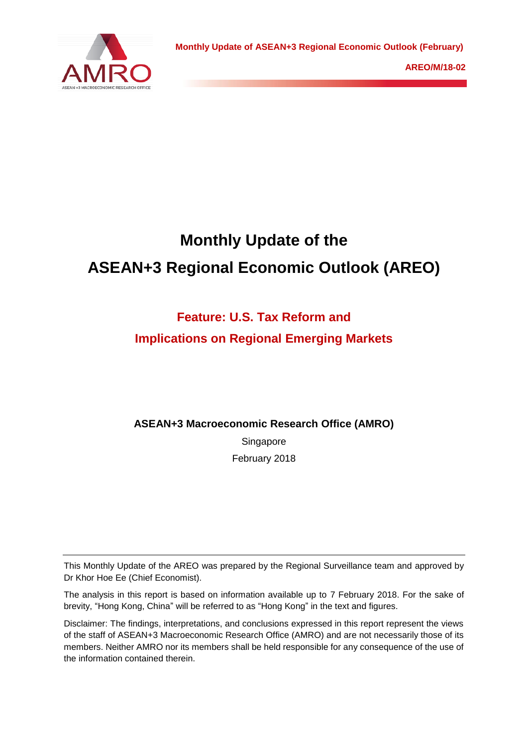# Monthly Update of the ASEAN+3 Regional Economic Outlook (AREO)

## Feature: U.S. Tax Reform and Implications on Regional Emerging Markets

**ASEAN+3 Macroeconomic Research Office (AMRO)**

Singapore

February 2018

---

This Monthly Update of the AREO was prepared by the Regional Surveillance team and approved by Dr Khor Hoe Ee (Chief Economist).

The analysis in this report is based on information available up to 7 February 2018. For the sake of brevity, "Hong Kong, China" will be referred to as "Hong Kong" in the text and figures.

Disclaimer: The findings, interpretations, and conclusions expressed in this report represent the views of the staff of ASEAN+3 Macroeconomic Research Office (AMRO) and are not necessarily those of its members. Neither AMRO nor its members shall be held responsible for any consequence of the use of the information contained therein.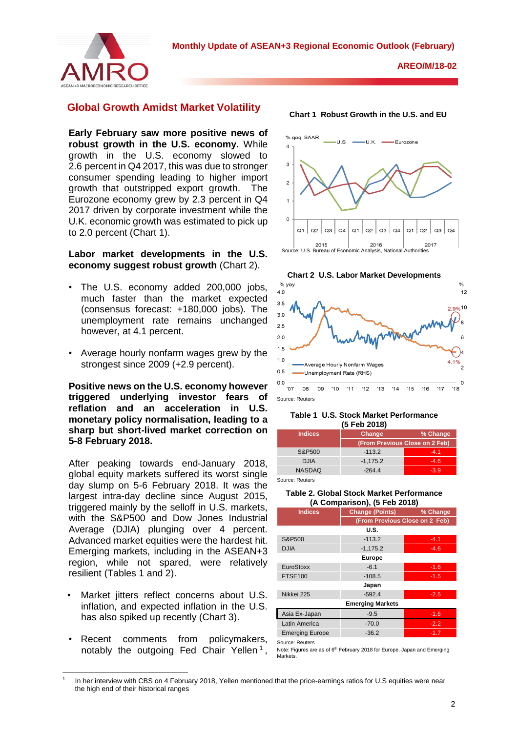## Global Growth Amidst Market Volatility

**Early February saw more positive news of robust growth in the U.S. economy.** While growth in the U.S. economy slowed to 2.6 percent in Q4 2017, this was due to stronger consumer spending leading to higher import growth that outstripped export growth. The Eurozone economy grew by 2.3 percent in Q4 2017 driven by corporate investment while the U.K. economic growth was estimated to pick up to 2.0 percent (Chart 1).

**Labor market developments in the U.S. economy suggest robust growth** (Chart 2).

- The U.S. economy added 200,000 jobs, much faster than the market expected (consensus forecast: +180,000 jobs). The unemployment rate remains unchanged however, at 4.1 percent.
- Average hourly nonfarm wages grew by the strongest since 2009 (+2.9 percent).

**Positive news on the U.S. economy however triggered underlying investor fears of reflation and an acceleration in U.S. monetary policy normalisation, leading to a sharp but short-lived market correction on 5-8 February 2018.**

After peaking towards end-January 2018, global equity markets suffered its worst single day slump on 5-6 February 2018. It was the largest intra-day decline since August 2015, triggered mainly by the selloff in U.S. markets, with the S&P500 and Dow Jones Industrial Average (DJIA) plunging over 4 percent. Advanced market equities were the hardest hit. Emerging markets, including in the ASEAN+3 region, while not spared, were relatively resilient (Tables 1 and 2).

- Market jitters reflect concerns about U.S. inflation, and expected inflation in the U.S. has also spiked up recently (Chart 3).
- Recent comments from policymakers, notably the outgoing Fed Chair Yellen[1],

**Chart 1 Robust Growth in the U.S. and EU**

Source: U.S. Bureau of Economic Analysis, National Authorities

**Chart 2 U.S. Labor Market Developments**

Source: Reuters

**Table 1 U.S. Stock Market Performance (5 Feb 2018)**

| Indices | Change | % Change |
|---|---|---|
| | (From Previous Close on 2 Feb) | |
| S&P500 | -113.2 | -4.1 |
| DJIA | -1,175.2 | -4.6 |
| NASDAQ | -264.4 | -3.9 |

Source: Reuters

**Table 2. Global Stock Market Performance (A Comparison), (5 Feb 2018)**

| Indices | Change (Points) | % Change |
|---|---|---|
| | (From Previous Close on 2 Feb) | |
| **U.S.** | | |
| S&P500 | -113.2 | -4.1 |
| DJIA | -1,175.2 | -4.6 |
| **Europe** | | |
| EuroStoxx | -6.1 | -1.6 |
| FTSE100 | -108.5 | -1.5 |
| **Japan** | | |
| Nikkei 225 | -592.4 | -2.5 |
| **Emerging Markets** | | |
| Asia Ex-Japan | -9.5 | -1.6 |
| Latin America | -70.0 | -2.2 |
| Emerging Europe | -36.2 | -1.7 |

Source: Reuters

Note: Figures are as of 6th February 2018 for Europe, Japan and Emerging Markets.

[1] In her interview with CBS on 4 February 2018, Yellen mentioned that the price-earnings ratios for U.S equities were near the high end of their historical ranges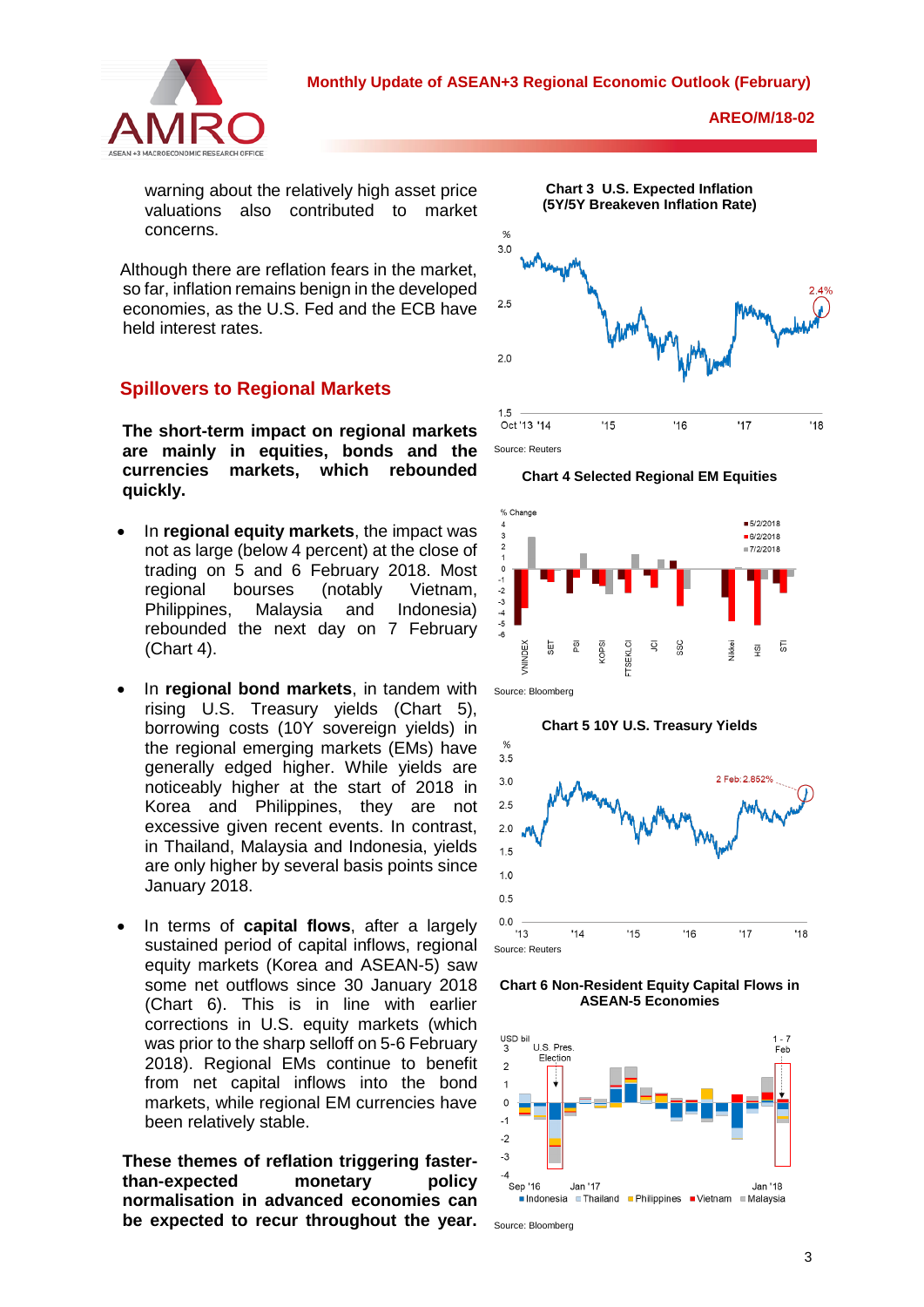warning about the relatively high asset price valuations also contributed to market concerns.

Although there are reflation fears in the market, so far, inflation remains benign in the developed economies, as the U.S. Fed and the ECB have held interest rates.

## Spillovers to Regional Markets

**The short-term impact on regional markets are mainly in equities, bonds and the currencies markets, which rebounded quickly.**

- In **regional equity markets**, the impact was not as large (below 4 percent) at the close of trading on 5 and 6 February 2018. Most regional bourses (notably Vietnam, Philippines, Malaysia and Indonesia) rebounded the next day on 7 February (Chart 4).
- In **regional bond markets**, in tandem with rising U.S. Treasury yields (Chart 5), borrowing costs (10Y sovereign yields) in the regional emerging markets (EMs) have generally edged higher. While yields are noticeably higher at the start of 2018 in Korea and Philippines, they are not excessive given recent events. In contrast, in Thailand, Malaysia and Indonesia, yields are only higher by several basis points since January 2018.
- In terms of **capital flows**, after a largely sustained period of capital inflows, regional equity markets (Korea and ASEAN-5) saw some net outflows since 30 January 2018 (Chart 6). This is in line with earlier corrections in U.S. equity markets (which was prior to the sharp selloff on 5-6 February 2018). Regional EMs continue to benefit from net capital inflows into the bond markets, while regional EM currencies have been relatively stable.

**These themes of reflation triggering faster-than-expected monetary policy normalisation in advanced economies can be expected to recur throughout the year.**

**Chart 3 U.S. Expected Inflation (5Y/5Y Breakeven Inflation Rate)**

Source: Reuters

**Chart 4 Selected Regional EM Equities**

Source: Bloomberg

**Chart 5 10Y U.S. Treasury Yields**

Source: Reuters

**Chart 6 Non-Resident Equity Capital Flows in ASEAN-5 Economies**

Source: Bloomberg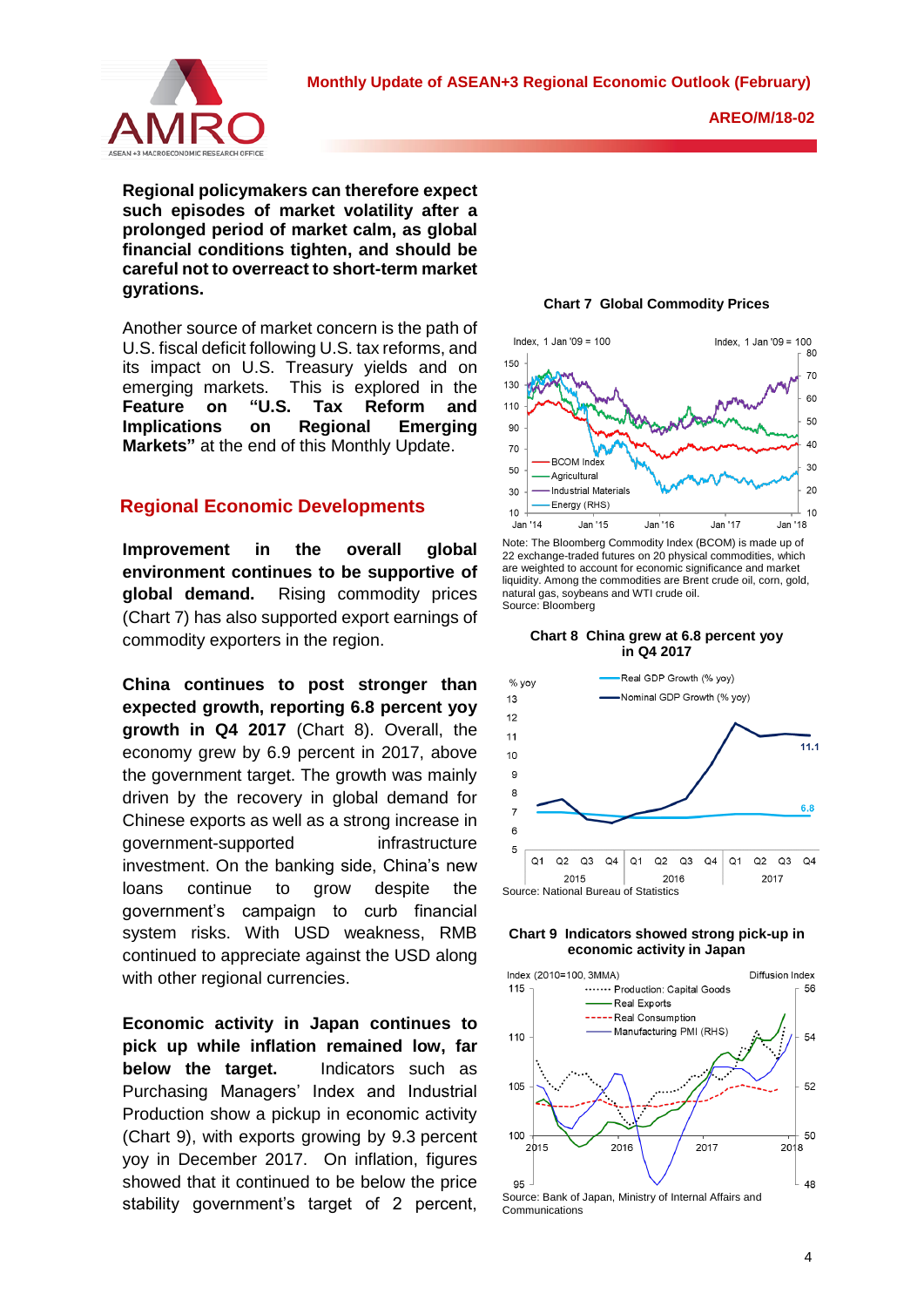**Regional policymakers can therefore expect such episodes of market volatility after a prolonged period of market calm, as global financial conditions tighten, and should be careful not to overreact to short-term market gyrations.**

Another source of market concern is the path of U.S. fiscal deficit following U.S. tax reforms, and its impact on U.S. Treasury yields and on emerging markets. This is explored in the **Feature on "U.S. Tax Reform and Implications on Regional Emerging Markets"** at the end of this Monthly Update.

## Regional Economic Developments

**Improvement in the overall global environment continues to be supportive of global demand.** Rising commodity prices (Chart 7) has also supported export earnings of commodity exporters in the region.

**China continues to post stronger than expected growth, reporting 6.8 percent yoy growth in Q4 2017** (Chart 8). Overall, the economy grew by 6.9 percent in 2017, above the government target. The growth was mainly driven by the recovery in global demand for Chinese exports as well as a strong increase in government-supported infrastructure investment. On the banking side, China's new loans continue to grow despite the government's campaign to curb financial system risks. With USD weakness, RMB continued to appreciate against the USD along with other regional currencies.

**Economic activity in Japan continues to pick up while inflation remained low, far below the target.** Indicators such as Purchasing Managers' Index and Industrial Production show a pickup in economic activity (Chart 9), with exports growing by 9.3 percent yoy in December 2017. On inflation, figures showed that it continued to be below the price stability government's target of 2 percent,

**Chart 7 Global Commodity Prices**

Note: The Bloomberg Commodity Index (BCOM) is made up of 22 exchange-traded futures on 20 physical commodities, which are weighted to account for economic significance and market liquidity. Among the commodities are Brent crude oil, corn, gold, natural gas, soybeans and WTI crude oil.
Source: Bloomberg

**Chart 8 China grew at 6.8 percent yoy in Q4 2017**

Source: National Bureau of Statistics

**Chart 9 Indicators showed strong pick-up in economic activity in Japan**

Source: Bank of Japan, Ministry of Internal Affairs and Communications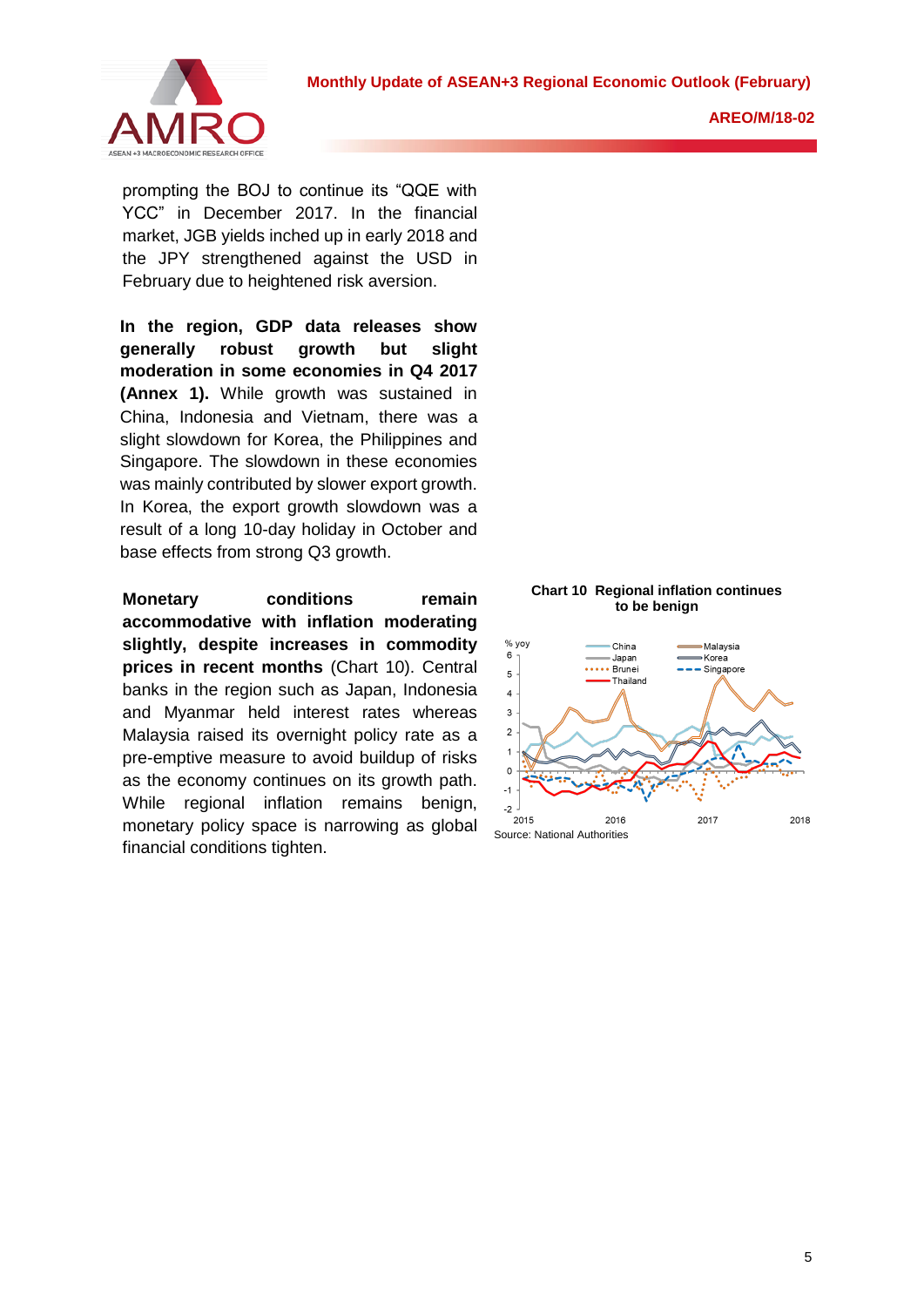prompting the BOJ to continue its "QQE with YCC" in December 2017. In the financial market, JGB yields inched up in early 2018 and the JPY strengthened against the USD in February due to heightened risk aversion.

**In the region, GDP data releases show generally robust growth but slight moderation in some economies in Q4 2017 (Annex 1).** While growth was sustained in China, Indonesia and Vietnam, there was a slight slowdown for Korea, the Philippines and Singapore. The slowdown in these economies was mainly contributed by slower export growth. In Korea, the export growth slowdown was a result of a long 10-day holiday in October and base effects from strong Q3 growth.

**Monetary conditions remain accommodative with inflation moderating slightly, despite increases in commodity prices in recent months** (Chart 10). Central banks in the region such as Japan, Indonesia and Myanmar held interest rates whereas Malaysia raised its overnight policy rate as a pre-emptive measure to avoid buildup of risks as the economy continues on its growth path. While regional inflation remains benign, monetary policy space is narrowing as global financial conditions tighten.

**Chart 10 Regional inflation continues to be benign**

Source: National Authorities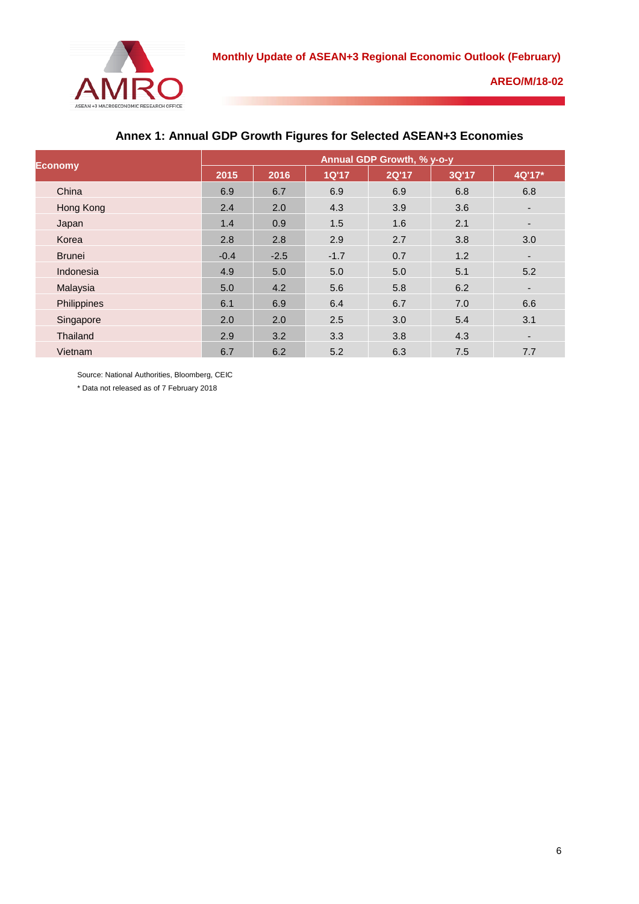## Annex 1: Annual GDP Growth Figures for Selected ASEAN+3 Economies

| Economy | Annual GDP Growth, % y-o-y | | | | | |
|---|---|---|---|---|---|---|
| | 2015 | 2016 | 1Q'17 | 2Q'17 | 3Q'17 | 4Q'17* |
| China | 6.9 | 6.7 | 6.9 | 6.9 | 6.8 | 6.8 |
| Hong Kong | 2.4 | 2.0 | 4.3 | 3.9 | 3.6 | - |
| Japan | 1.4 | 0.9 | 1.5 | 1.6 | 2.1 | - |
| Korea | 2.8 | 2.8 | 2.9 | 2.7 | 3.8 | 3.0 |
| Brunei | -0.4 | -2.5 | -1.7 | 0.7 | 1.2 | - |
| Indonesia | 4.9 | 5.0 | 5.0 | 5.0 | 5.1 | 5.2 |
| Malaysia | 5.0 | 4.2 | 5.6 | 5.8 | 6.2 | - |
| Philippines | 6.1 | 6.9 | 6.4 | 6.7 | 7.0 | 6.6 |
| Singapore | 2.0 | 2.0 | 2.5 | 3.0 | 5.4 | 3.1 |
| Thailand | 2.9 | 3.2 | 3.3 | 3.8 | 4.3 | - |
| Vietnam | 6.7 | 6.2 | 5.2 | 6.3 | 7.5 | 7.7 |

Source: National Authorities, Bloomberg, CEIC

* Data not released as of 7 February 2018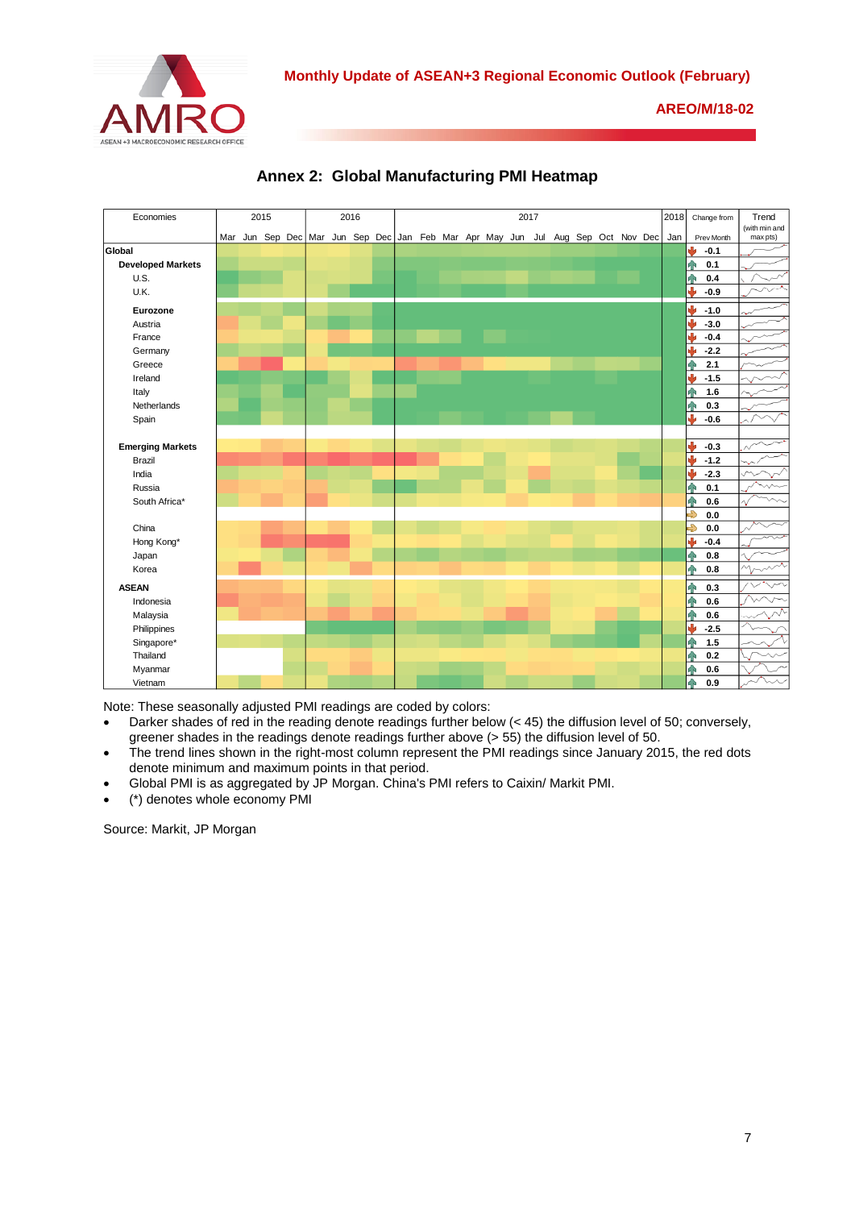## Annex 2: Global Manufacturing PMI Heatmap

| Economies | Change from Prev Month |
|---|---|
| **Global** | -0.1 |
| **Developed Markets** | 0.1 |
| U.S. | 0.4 |
| U.K. | -0.9 |
| **Eurozone** | -1.0 |
| Austria | -3.0 |
| France | -0.4 |
| Germany | -2.2 |
| Greece | 2.1 |
| Ireland | -1.5 |
| Italy | 1.6 |
| Netherlands | 0.3 |
| Spain | -0.6 |
| **Emerging Markets** | -0.3 |
| Brazil | -1.2 |
| India | -2.3 |
| Russia | 0.1 |
| South Africa* | 0.6 |
| | 0.0 |
| China | 0.0 |
| Hong Kong* | -0.4 |
| Japan | 0.8 |
| Korea | 0.8 |
| **ASEAN** | 0.3 |
| Indonesia | 0.6 |
| Malaysia | 0.6 |
| Philippines | -2.5 |
| Singapore* | 1.5 |
| Thailand | 0.2 |
| Myanmar | 0.6 |
| Vietnam | 0.9 |

Note: These seasonally adjusted PMI readings are coded by colors:

- Darker shades of red in the reading denote readings further below (< 45) the diffusion level of 50; conversely, greener shades in the readings denote readings further above (> 55) the diffusion level of 50.
- The trend lines shown in the right-most column represent the PMI readings since January 2015, the red dots denote minimum and maximum points in that period.
- Global PMI is as aggregated by JP Morgan. China's PMI refers to Caixin/ Markit PMI.
- (*) denotes whole economy PMI

Source: Markit, JP Morgan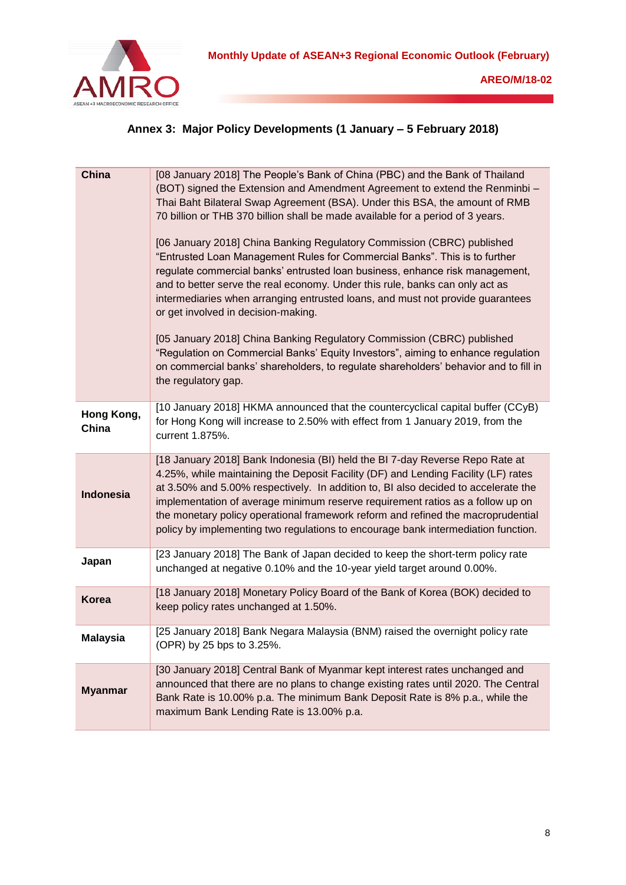## Annex 3: Major Policy Developments (1 January – 5 February 2018)

| | |
|---|---|
| **China** | [08 January 2018] The People's Bank of China (PBC) and the Bank of Thailand (BOT) signed the Extension and Amendment Agreement to extend the Renminbi – Thai Baht Bilateral Swap Agreement (BSA). Under this BSA, the amount of RMB 70 billion or THB 370 billion shall be made available for a period of 3 years.<br><br>[06 January 2018] China Banking Regulatory Commission (CBRC) published "Entrusted Loan Management Rules for Commercial Banks". This is to further regulate commercial banks' entrusted loan business, enhance risk management, and to better serve the real economy. Under this rule, banks can only act as intermediaries when arranging entrusted loans, and must not provide guarantees or get involved in decision-making.<br><br>[05 January 2018] China Banking Regulatory Commission (CBRC) published "Regulation on Commercial Banks' Equity Investors", aiming to enhance regulation on commercial banks' shareholders, to regulate shareholders' behavior and to fill in the regulatory gap. |
| **Hong Kong, China** | [10 January 2018] HKMA announced that the countercyclical capital buffer (CCyB) for Hong Kong will increase to 2.50% with effect from 1 January 2019, from the current 1.875%. |
| **Indonesia** | [18 January 2018] Bank Indonesia (BI) held the BI 7-day Reverse Repo Rate at 4.25%, while maintaining the Deposit Facility (DF) and Lending Facility (LF) rates at 3.50% and 5.00% respectively. In addition to, BI also decided to accelerate the implementation of average minimum reserve requirement ratios as a follow up on the monetary policy operational framework reform and refined the macroprudential policy by implementing two regulations to encourage bank intermediation function. |
| **Japan** | [23 January 2018] The Bank of Japan decided to keep the short-term policy rate unchanged at negative 0.10% and the 10-year yield target around 0.00%. |
| **Korea** | [18 January 2018] Monetary Policy Board of the Bank of Korea (BOK) decided to keep policy rates unchanged at 1.50%. |
| **Malaysia** | [25 January 2018] Bank Negara Malaysia (BNM) raised the overnight policy rate (OPR) by 25 bps to 3.25%. |
| **Myanmar** | [30 January 2018] Central Bank of Myanmar kept interest rates unchanged and announced that there are no plans to change existing rates until 2020. The Central Bank Rate is 10.00% p.a. The minimum Bank Deposit Rate is 8% p.a., while the maximum Bank Lending Rate is 13.00% p.a. |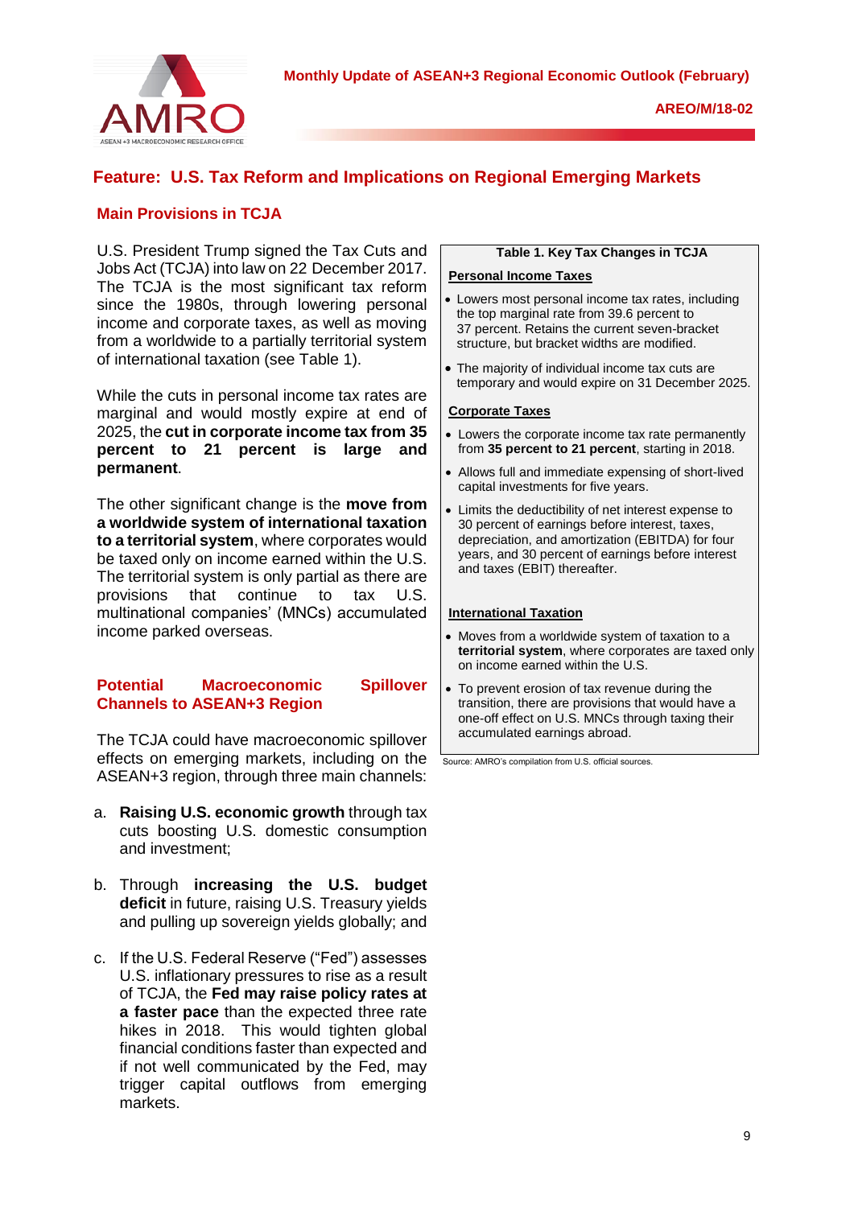## Feature: U.S. Tax Reform and Implications on Regional Emerging Markets

### Main Provisions in TCJA

U.S. President Trump signed the Tax Cuts and Jobs Act (TCJA) into law on 22 December 2017. The TCJA is the most significant tax reform since the 1980s, through lowering personal income and corporate taxes, as well as moving from a worldwide to a partially territorial system of international taxation (see Table 1).

While the cuts in personal income tax rates are marginal and would mostly expire at end of 2025, the **cut in corporate income tax from 35 percent to 21 percent is large and permanent**.

The other significant change is the **move from a worldwide system of international taxation to a territorial system**, where corporates would be taxed only on income earned within the U.S. The territorial system is only partial as there are provisions that continue to tax U.S. multinational companies' (MNCs) accumulated income parked overseas.

**Table 1. Key Tax Changes in TCJA**

**Personal Income Taxes**

- Lowers most personal income tax rates, including the top marginal rate from 39.6 percent to 37 percent. Retains the current seven-bracket structure, but bracket widths are modified.
- The majority of individual income tax cuts are temporary and would expire on 31 December 2025.

**Corporate Taxes**

- Lowers the corporate income tax rate permanently from **35 percent to 21 percent**, starting in 2018.
- Allows full and immediate expensing of short-lived capital investments for five years.
- Limits the deductibility of net interest expense to 30 percent of earnings before interest, taxes, depreciation, and amortization (EBITDA) for four years, and 30 percent of earnings before interest and taxes (EBIT) thereafter.

**International Taxation**

- Moves from a worldwide system of taxation to a **territorial system**, where corporates are taxed only on income earned within the U.S.
- To prevent erosion of tax revenue during the transition, there are provisions that would have a one-off effect on U.S. MNCs through taxing their accumulated earnings abroad.

Source: AMRO's compilation from U.S. official sources.

### Potential Macroeconomic Spillover Channels to ASEAN+3 Region

The TCJA could have macroeconomic spillover effects on emerging markets, including on the ASEAN+3 region, through three main channels:

a. **Raising U.S. economic growth** through tax cuts boosting U.S. domestic consumption and investment;

b. Through **increasing the U.S. budget deficit** in future, raising U.S. Treasury yields and pulling up sovereign yields globally; and

c. If the U.S. Federal Reserve ("Fed") assesses U.S. inflationary pressures to rise as a result of TCJA, the **Fed may raise policy rates at a faster pace** than the expected three rate hikes in 2018. This would tighten global financial conditions faster than expected and if not well communicated by the Fed, may trigger capital outflows from emerging markets.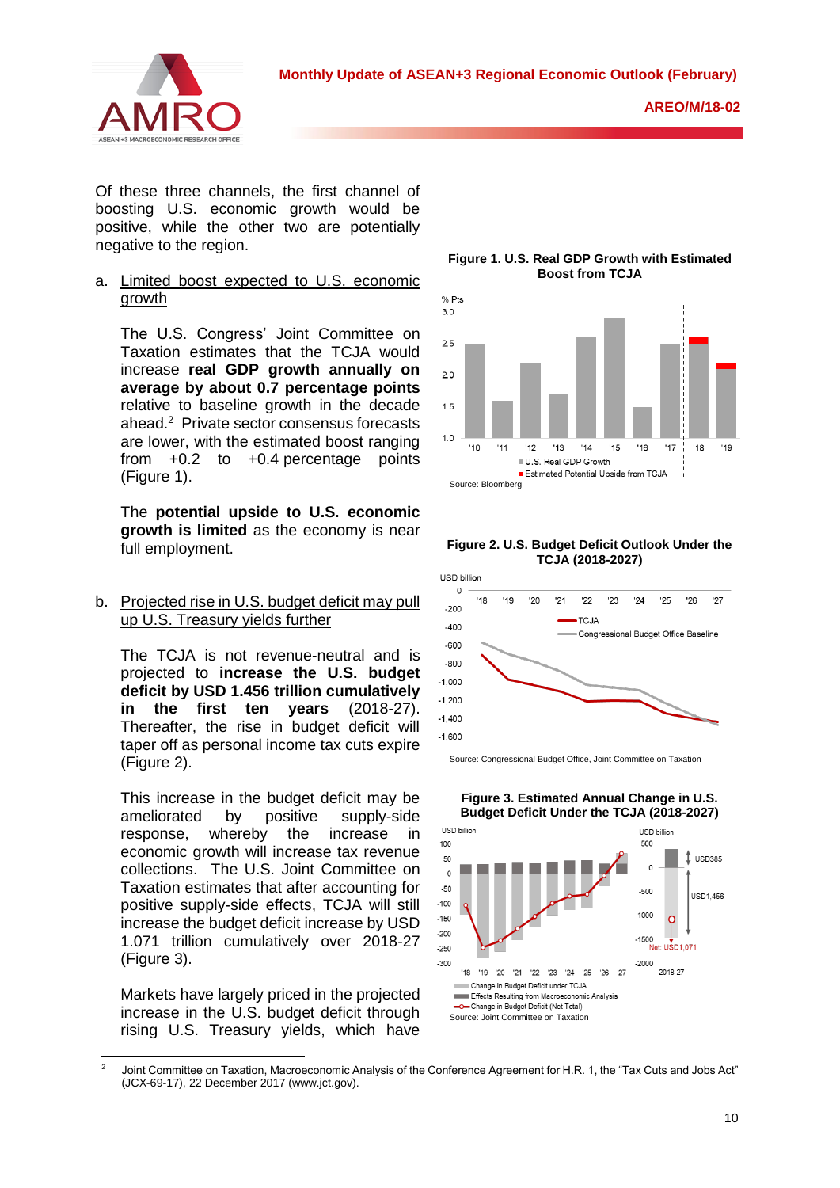Of these three channels, the first channel of boosting U.S. economic growth would be positive, while the other two are potentially negative to the region.

a. Limited boost expected to U.S. economic growth

The U.S. Congress' Joint Committee on Taxation estimates that the TCJA would increase **real GDP growth annually on average by about 0.7 percentage points** relative to baseline growth in the decade ahead.[2] Private sector consensus forecasts are lower, with the estimated boost ranging from +0.2 to +0.4 percentage points (Figure 1).

The **potential upside to U.S. economic growth is limited** as the economy is near full employment.

b. Projected rise in U.S. budget deficit may pull up U.S. Treasury yields further

The TCJA is not revenue-neutral and is projected to **increase the U.S. budget deficit by USD 1.456 trillion cumulatively in the first ten years** (2018-27). Thereafter, the rise in budget deficit will taper off as personal income tax cuts expire (Figure 2).

This increase in the budget deficit may be ameliorated by positive supply-side response, whereby the increase in economic growth will increase tax revenue collections. The U.S. Joint Committee on Taxation estimates that after accounting for positive supply-side effects, TCJA will still increase the budget deficit increase by USD 1.071 trillion cumulatively over 2018-27 (Figure 3).

Markets have largely priced in the projected increase in the U.S. budget deficit through rising U.S. Treasury yields, which have

**Figure 1. U.S. Real GDP Growth with Estimated Boost from TCJA**

Source: Bloomberg

**Figure 2. U.S. Budget Deficit Outlook Under the TCJA (2018-2027)**

Source: Congressional Budget Office, Joint Committee on Taxation

**Figure 3. Estimated Annual Change in U.S. Budget Deficit Under the TCJA (2018-2027)**

Source: Joint Committee on Taxation

---

[2] Joint Committee on Taxation, Macroeconomic Analysis of the Conference Agreement for H.R. 1, the "Tax Cuts and Jobs Act" (JCX-69-17), 22 December 2017 (www.jct.gov).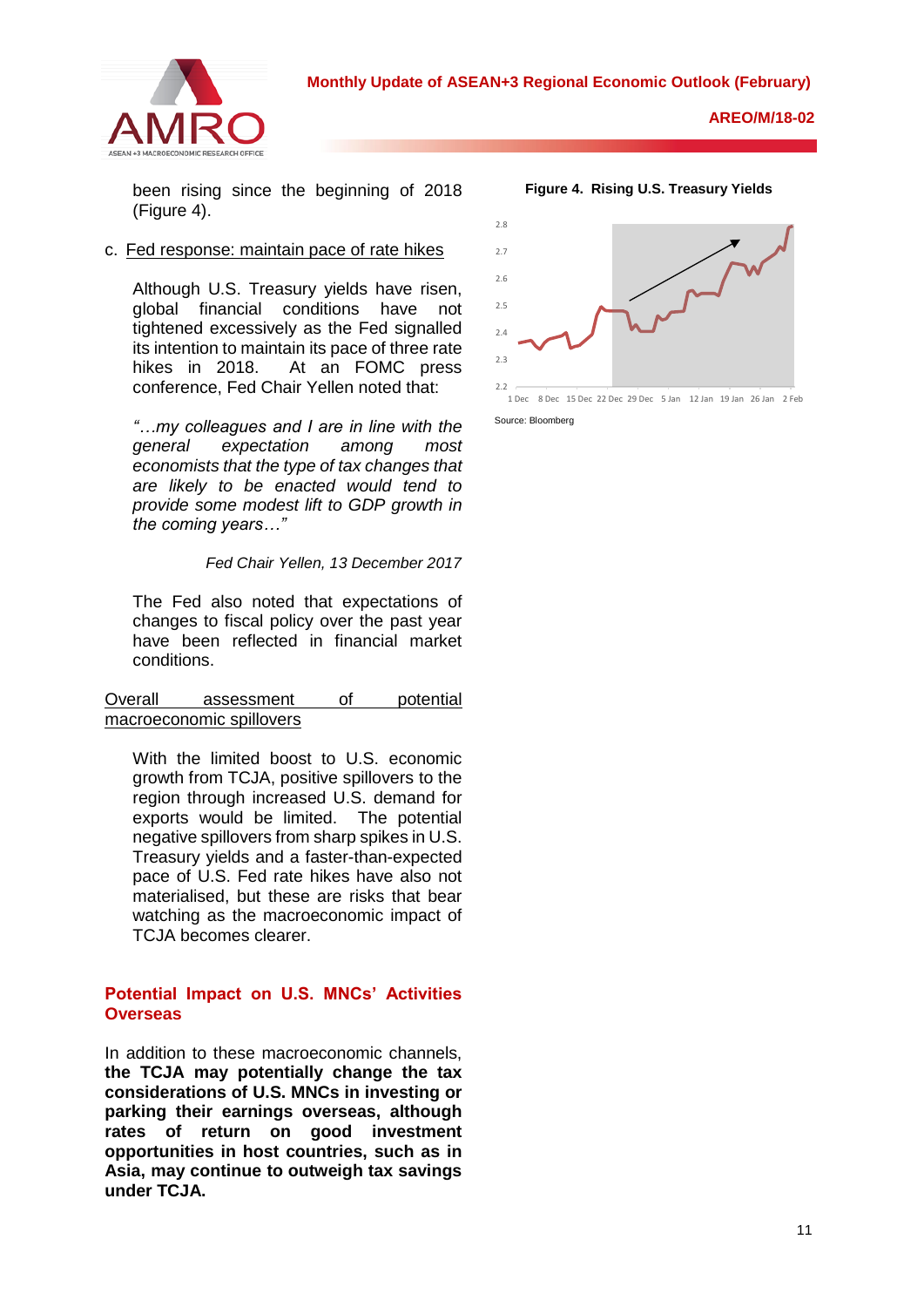been rising since the beginning of 2018 (Figure 4).

c. Fed response: maintain pace of rate hikes

Although U.S. Treasury yields have risen, global financial conditions have not tightened excessively as the Fed signalled its intention to maintain its pace of three rate hikes in 2018. At an FOMC press conference, Fed Chair Yellen noted that:

*"…my colleagues and I are in line with the general expectation among most economists that the type of tax changes that are likely to be enacted would tend to provide some modest lift to GDP growth in the coming years…"*

*Fed Chair Yellen, 13 December 2017*

The Fed also noted that expectations of changes to fiscal policy over the past year have been reflected in financial market conditions.

Overall assessment of potential macroeconomic spillovers

With the limited boost to U.S. economic growth from TCJA, positive spillovers to the region through increased U.S. demand for exports would be limited. The potential negative spillovers from sharp spikes in U.S. Treasury yields and a faster-than-expected pace of U.S. Fed rate hikes have also not materialised, but these are risks that bear watching as the macroeconomic impact of TCJA becomes clearer.

## Potential Impact on U.S. MNCs' Activities Overseas

In addition to these macroeconomic channels, **the TCJA may potentially change the tax considerations of U.S. MNCs in investing or parking their earnings overseas, although rates of return on good investment opportunities in host countries, such as in Asia, may continue to outweigh tax savings under TCJA.**

**Figure 4. Rising U.S. Treasury Yields**

Source: Bloomberg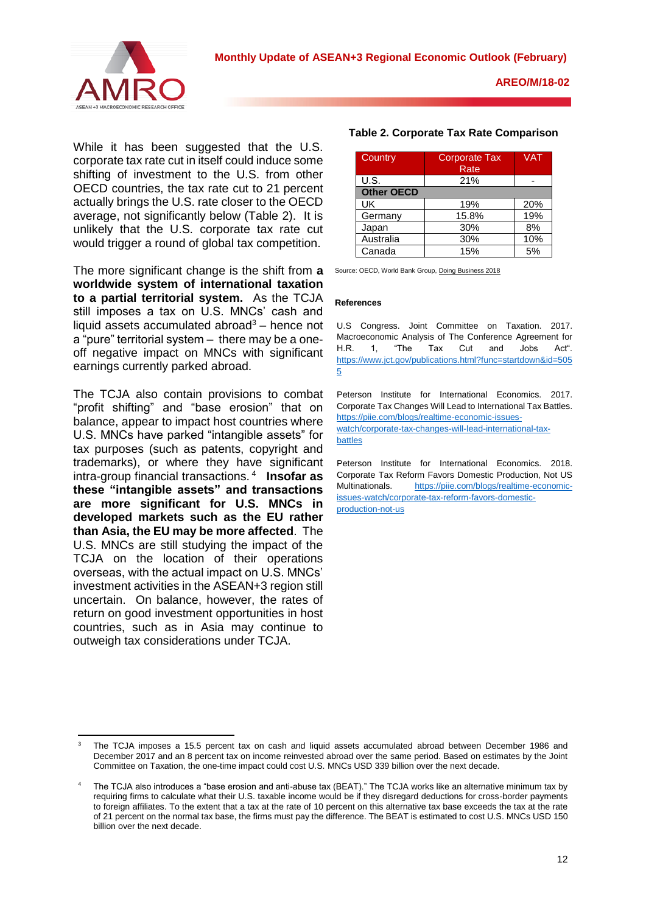While it has been suggested that the U.S. corporate tax rate cut in itself could induce some shifting of investment to the U.S. from other OECD countries, the tax rate cut to 21 percent actually brings the U.S. rate closer to the OECD average, not significantly below (Table 2). It is unlikely that the U.S. corporate tax rate cut would trigger a round of global tax competition.

The more significant change is the shift from **a worldwide system of international taxation to a partial territorial system.** As the TCJA still imposes a tax on U.S. MNCs' cash and liquid assets accumulated abroad[3] – hence not a "pure" territorial system – there may be a one-off negative impact on MNCs with significant earnings currently parked abroad.

The TCJA also contain provisions to combat "profit shifting" and "base erosion" that on balance, appear to impact host countries where U.S. MNCs have parked "intangible assets" for tax purposes (such as patents, copyright and trademarks), or where they have significant intra-group financial transactions.[4] **Insofar as these "intangible assets" and transactions are more significant for U.S. MNCs in developed markets such as the EU rather than Asia, the EU may be more affected**. The U.S. MNCs are still studying the impact of the TCJA on the location of their operations overseas, with the actual impact on U.S. MNCs' investment activities in the ASEAN+3 region still uncertain. On balance, however, the rates of return on good investment opportunities in host countries, such as in Asia may continue to outweigh tax considerations under TCJA.

**Table 2. Corporate Tax Rate Comparison**

| Country | Corporate Tax Rate | VAT |
|---|---|---|
| U.S. | 21% | - |
| **Other OECD** | | |
| UK | 19% | 20% |
| Germany | 15.8% | 19% |
| Japan | 30% | 8% |
| Australia | 30% | 10% |
| Canada | 15% | 5% |

Source: OECD, World Bank Group, Doing Business 2018

**References**

U.S Congress. Joint Committee on Taxation. 2017. Macroeconomic Analysis of The Conference Agreement for H.R. 1, "The Tax Cut and Jobs Act". https://www.jct.gov/publications.html?func=startdown&id=5055

Peterson Institute for International Economics. 2017. Corporate Tax Changes Will Lead to International Tax Battles. https://piie.com/blogs/realtime-economic-issues-watch/corporate-tax-changes-will-lead-international-tax-battles

Peterson Institute for International Economics. 2018. Corporate Tax Reform Favors Domestic Production, Not US Multinationals. https://piie.com/blogs/realtime-economic-issues-watch/corporate-tax-reform-favors-domestic-production-not-us

---

[3] The TCJA imposes a 15.5 percent tax on cash and liquid assets accumulated abroad between December 1986 and December 2017 and an 8 percent tax on income reinvested abroad over the same period. Based on estimates by the Joint Committee on Taxation, the one-time impact could cost U.S. MNCs USD 339 billion over the next decade.

[4] The TCJA also introduces a "base erosion and anti-abuse tax (BEAT)." The TCJA works like an alternative minimum tax by requiring firms to calculate what their U.S. taxable income would be if they disregard deductions for cross-border payments to foreign affiliates. To the extent that a tax at the rate of 10 percent on this alternative tax base exceeds the tax at the rate of 21 percent on the normal tax base, the firms must pay the difference. The BEAT is estimated to cost U.S. MNCs USD 150 billion over the next decade.